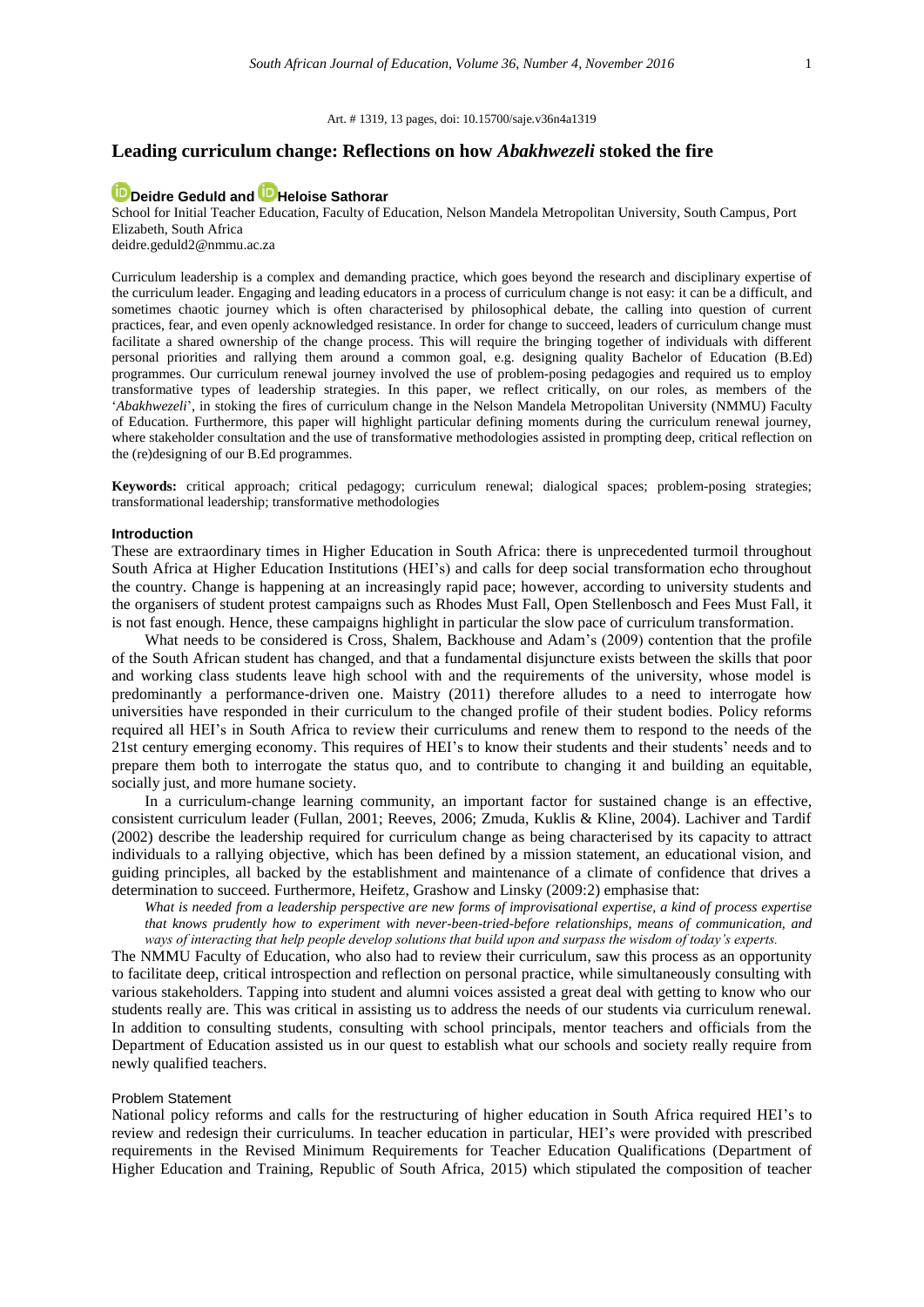Art. # 1319, 13 pages, doi: 10.15700/saje.v36n4a1319

# Leading curriculum change: Reflections on how *Abakhwezeli* stoked the fire

**Deidre Geduld and Heloise Sathorar**

School for Initial Teacher Education, Faculty of Education, Nelson Mandela Metropolitan University, South Campus, Port Elizabeth, South Africa
deidre.geduld2@nmmu.ac.za

Curriculum leadership is a complex and demanding practice, which goes beyond the research and disciplinary expertise of the curriculum leader. Engaging and leading educators in a process of curriculum change is not easy: it can be a difficult, and sometimes chaotic journey which is often characterised by philosophical debate, the calling into question of current practices, fear, and even openly acknowledged resistance. In order for change to succeed, leaders of curriculum change must facilitate a shared ownership of the change process. This will require the bringing together of individuals with different personal priorities and rallying them around a common goal, e.g. designing quality Bachelor of Education (B.Ed) programmes. Our curriculum renewal journey involved the use of problem-posing pedagogies and required us to employ transformative types of leadership strategies. In this paper, we reflect critically, on our roles, as members of the '*Abakhwezeli*', in stoking the fires of curriculum change in the Nelson Mandela Metropolitan University (NMMU) Faculty of Education. Furthermore, this paper will highlight particular defining moments during the curriculum renewal journey, where stakeholder consultation and the use of transformative methodologies assisted in prompting deep, critical reflection on the (re)designing of our B.Ed programmes.

**Keywords:** critical approach; critical pedagogy; curriculum renewal; dialogical spaces; problem-posing strategies; transformational leadership; transformative methodologies

## Introduction

These are extraordinary times in Higher Education in South Africa: there is unprecedented turmoil throughout South Africa at Higher Education Institutions (HEI's) and calls for deep social transformation echo throughout the country. Change is happening at an increasingly rapid pace; however, according to university students and the organisers of student protest campaigns such as Rhodes Must Fall, Open Stellenbosch and Fees Must Fall, it is not fast enough. Hence, these campaigns highlight in particular the slow pace of curriculum transformation.

What needs to be considered is Cross, Shalem, Backhouse and Adam's (2009) contention that the profile of the South African student has changed, and that a fundamental disjuncture exists between the skills that poor and working class students leave high school with and the requirements of the university, whose model is predominantly a performance-driven one. Maistry (2011) therefore alludes to a need to interrogate how universities have responded in their curriculum to the changed profile of their student bodies. Policy reforms required all HEI's in South Africa to review their curriculums and renew them to respond to the needs of the 21st century emerging economy. This requires of HEI's to know their students and their students' needs and to prepare them both to interrogate the status quo, and to contribute to changing it and building an equitable, socially just, and more humane society.

In a curriculum-change learning community, an important factor for sustained change is an effective, consistent curriculum leader (Fullan, 2001; Reeves, 2006; Zmuda, Kuklis & Kline, 2004). Lachiver and Tardif (2002) describe the leadership required for curriculum change as being characterised by its capacity to attract individuals to a rallying objective, which has been defined by a mission statement, an educational vision, and guiding principles, all backed by the establishment and maintenance of a climate of confidence that drives a determination to succeed. Furthermore, Heifetz, Grashow and Linsky (2009:2) emphasise that:

> *What is needed from a leadership perspective are new forms of improvisational expertise, a kind of process expertise that knows prudently how to experiment with never-been-tried-before relationships, means of communication, and ways of interacting that help people develop solutions that build upon and surpass the wisdom of today's experts.*

The NMMU Faculty of Education, who also had to review their curriculum, saw this process as an opportunity to facilitate deep, critical introspection and reflection on personal practice, while simultaneously consulting with various stakeholders. Tapping into student and alumni voices assisted a great deal with getting to know who our students really are. This was critical in assisting us to address the needs of our students via curriculum renewal. In addition to consulting students, consulting with school principals, mentor teachers and officials from the Department of Education assisted us in our quest to establish what our schools and society really require from newly qualified teachers.

### Problem Statement

National policy reforms and calls for the restructuring of higher education in South Africa required HEI's to review and redesign their curriculums. In teacher education in particular, HEI's were provided with prescribed requirements in the Revised Minimum Requirements for Teacher Education Qualifications (Department of Higher Education and Training, Republic of South Africa, 2015) which stipulated the composition of teacher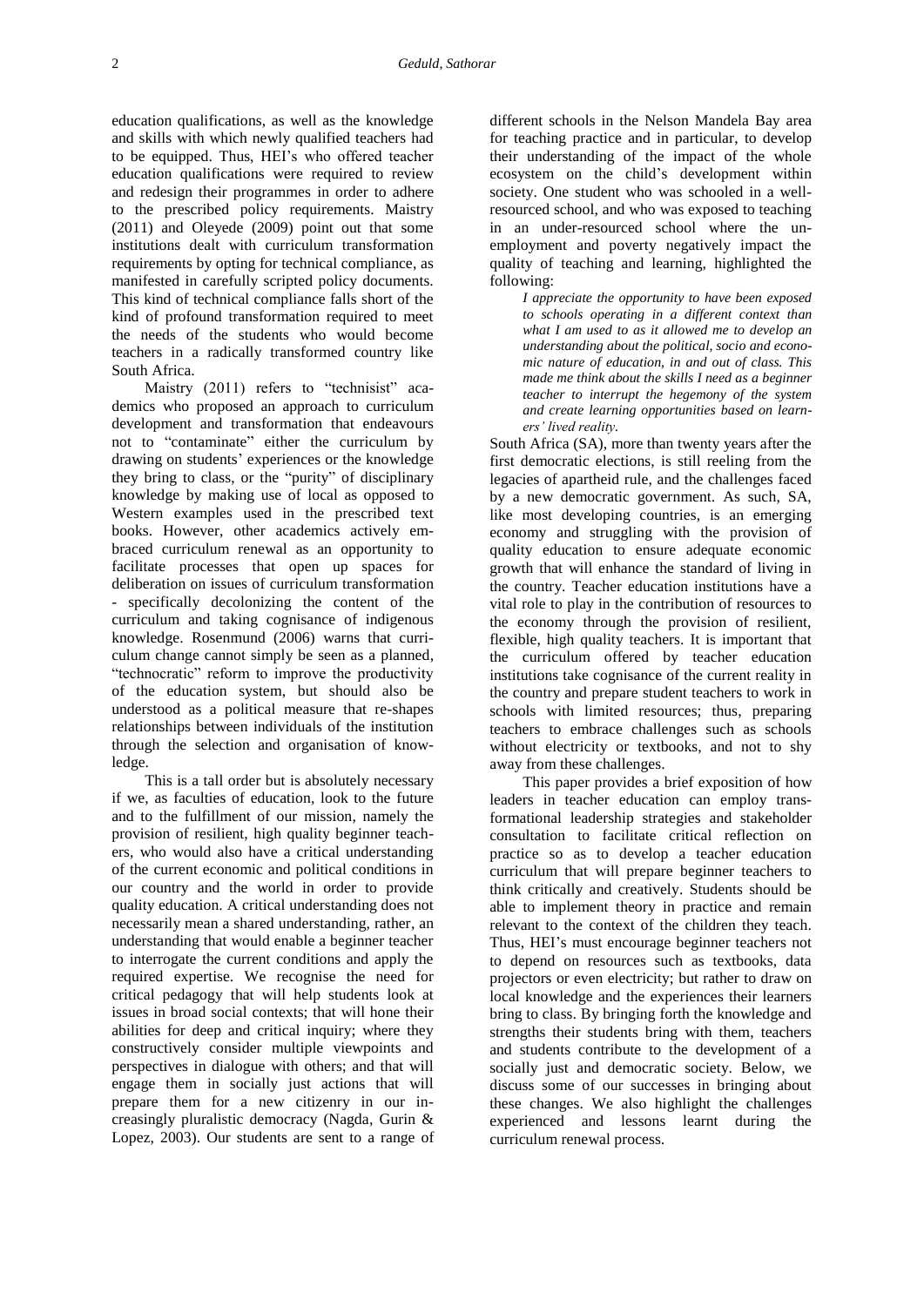education qualifications, as well as the knowledge and skills with which newly qualified teachers had to be equipped. Thus, HEI's who offered teacher education qualifications were required to review and redesign their programmes in order to adhere to the prescribed policy requirements. Maistry (2011) and Oleyede (2009) point out that some institutions dealt with curriculum transformation requirements by opting for technical compliance, as manifested in carefully scripted policy documents. This kind of technical compliance falls short of the kind of profound transformation required to meet the needs of the students who would become teachers in a radically transformed country like South Africa.

Maistry (2011) refers to "technisist" academics who proposed an approach to curriculum development and transformation that endeavours not to "contaminate" either the curriculum by drawing on students' experiences or the knowledge they bring to class, or the "purity" of disciplinary knowledge by making use of local as opposed to Western examples used in the prescribed text books. However, other academics actively embraced curriculum renewal as an opportunity to facilitate processes that open up spaces for deliberation on issues of curriculum transformation - specifically decolonizing the content of the curriculum and taking cognisance of indigenous knowledge. Rosenmund (2006) warns that curriculum change cannot simply be seen as a planned, "technocratic" reform to improve the productivity of the education system, but should also be understood as a political measure that re-shapes relationships between individuals of the institution through the selection and organisation of knowledge.

This is a tall order but is absolutely necessary if we, as faculties of education, look to the future and to the fulfillment of our mission, namely the provision of resilient, high quality beginner teachers, who would also have a critical understanding of the current economic and political conditions in our country and the world in order to provide quality education. A critical understanding does not necessarily mean a shared understanding, rather, an understanding that would enable a beginner teacher to interrogate the current conditions and apply the required expertise. We recognise the need for critical pedagogy that will help students look at issues in broad social contexts; that will hone their abilities for deep and critical inquiry; where they constructively consider multiple viewpoints and perspectives in dialogue with others; and that will engage them in socially just actions that will prepare them for a new citizenry in our increasingly pluralistic democracy (Nagda, Gurin & Lopez, 2003). Our students are sent to a range of different schools in the Nelson Mandela Bay area for teaching practice and in particular, to develop their understanding of the impact of the whole ecosystem on the child's development within society. One student who was schooled in a well-resourced school, and who was exposed to teaching in an under-resourced school where the unemployment and poverty negatively impact the quality of teaching and learning, highlighted the following:

> *I appreciate the opportunity to have been exposed to schools operating in a different context than what I am used to as it allowed me to develop an understanding about the political, socio and economic nature of education, in and out of class. This made me think about the skills I need as a beginner teacher to interrupt the hegemony of the system and create learning opportunities based on learners' lived reality.*

South Africa (SA), more than twenty years after the first democratic elections, is still reeling from the legacies of apartheid rule, and the challenges faced by a new democratic government. As such, SA, like most developing countries, is an emerging economy and struggling with the provision of quality education to ensure adequate economic growth that will enhance the standard of living in the country. Teacher education institutions have a vital role to play in the contribution of resources to the economy through the provision of resilient, flexible, high quality teachers. It is important that the curriculum offered by teacher education institutions take cognisance of the current reality in the country and prepare student teachers to work in schools with limited resources; thus, preparing teachers to embrace challenges such as schools without electricity or textbooks, and not to shy away from these challenges.

This paper provides a brief exposition of how leaders in teacher education can employ transformational leadership strategies and stakeholder consultation to facilitate critical reflection on practice so as to develop a teacher education curriculum that will prepare beginner teachers to think critically and creatively. Students should be able to implement theory in practice and remain relevant to the context of the children they teach. Thus, HEI's must encourage beginner teachers not to depend on resources such as textbooks, data projectors or even electricity; but rather to draw on local knowledge and the experiences their learners bring to class. By bringing forth the knowledge and strengths their students bring with them, teachers and students contribute to the development of a socially just and democratic society. Below, we discuss some of our successes in bringing about these changes. We also highlight the challenges experienced and lessons learnt during the curriculum renewal process.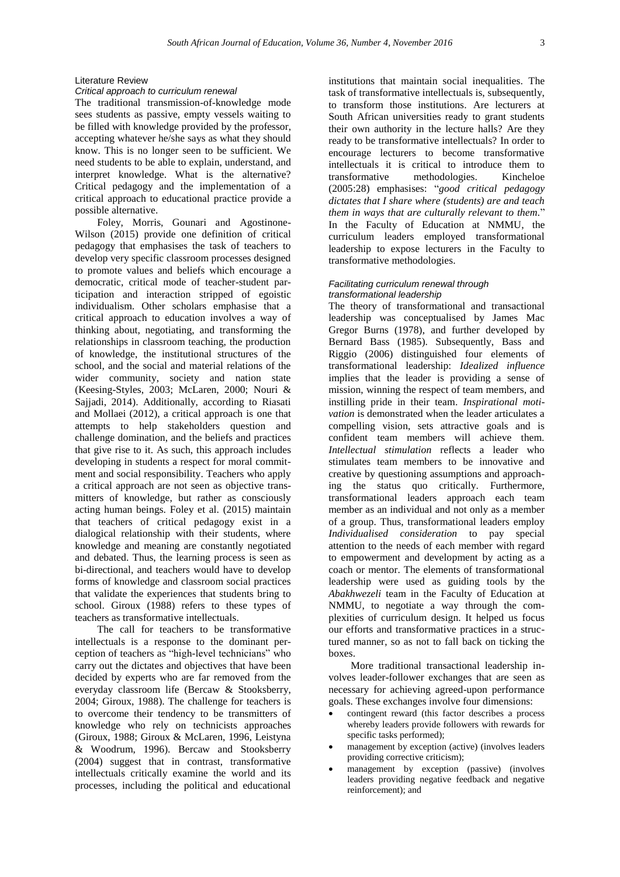## Literature Review

### *Critical approach to curriculum renewal*

The traditional transmission-of-knowledge mode sees students as passive, empty vessels waiting to be filled with knowledge provided by the professor, accepting whatever he/she says as what they should know. This is no longer seen to be sufficient. We need students to be able to explain, understand, and interpret knowledge. What is the alternative? Critical pedagogy and the implementation of a critical approach to educational practice provide a possible alternative.

Foley, Morris, Gounari and Agostinone-Wilson (2015) provide one definition of critical pedagogy that emphasises the task of teachers to develop very specific classroom processes designed to promote values and beliefs which encourage a democratic, critical mode of teacher-student participation and interaction stripped of egoistic individualism. Other scholars emphasise that a critical approach to education involves a way of thinking about, negotiating, and transforming the relationships in classroom teaching, the production of knowledge, the institutional structures of the school, and the social and material relations of the wider community, society and nation state (Keesing-Styles, 2003; McLaren, 2000; Nouri & Sajjadi, 2014). Additionally, according to Riasati and Mollaei (2012), a critical approach is one that attempts to help stakeholders question and challenge domination, and the beliefs and practices that give rise to it. As such, this approach includes developing in students a respect for moral commitment and social responsibility. Teachers who apply a critical approach are not seen as objective transmitters of knowledge, but rather as consciously acting human beings. Foley et al. (2015) maintain that teachers of critical pedagogy exist in a dialogical relationship with their students, where knowledge and meaning are constantly negotiated and debated. Thus, the learning process is seen as bi-directional, and teachers would have to develop forms of knowledge and classroom social practices that validate the experiences that students bring to school. Giroux (1988) refers to these types of teachers as transformative intellectuals.

The call for teachers to be transformative intellectuals is a response to the dominant perception of teachers as "high-level technicians" who carry out the dictates and objectives that have been decided by experts who are far removed from the everyday classroom life (Bercaw & Stooksberry, 2004; Giroux, 1988). The challenge for teachers is to overcome their tendency to be transmitters of knowledge who rely on technicists approaches (Giroux, 1988; Giroux & McLaren, 1996, Leistyna & Woodrum, 1996). Bercaw and Stooksberry (2004) suggest that in contrast, transformative intellectuals critically examine the world and its processes, including the political and educational institutions that maintain social inequalities. The task of transformative intellectuals is, subsequently, to transform those institutions. Are lecturers at South African universities ready to grant students their own authority in the lecture halls? Are they ready to be transformative intellectuals? In order to encourage lecturers to become transformative intellectuals it is critical to introduce them to transformative methodologies. Kincheloe (2005:28) emphasises: "*good critical pedagogy dictates that I share where (students) are and teach them in ways that are culturally relevant to them.*" In the Faculty of Education at NMMU, the curriculum leaders employed transformational leadership to expose lecturers in the Faculty to transformative methodologies.

### *Facilitating curriculum renewal through transformational leadership*

The theory of transformational and transactional leadership was conceptualised by James Mac Gregor Burns (1978), and further developed by Bernard Bass (1985). Subsequently, Bass and Riggio (2006) distinguished four elements of transformational leadership: *Idealized influence* implies that the leader is providing a sense of mission, winning the respect of team members, and instilling pride in their team. *Inspirational motivation* is demonstrated when the leader articulates a compelling vision, sets attractive goals and is confident team members will achieve them. *Intellectual stimulation* reflects a leader who stimulates team members to be innovative and creative by questioning assumptions and approaching the status quo critically. Furthermore, transformational leaders approach each team member as an individual and not only as a member of a group. Thus, transformational leaders employ *Individualised consideration* to pay special attention to the needs of each member with regard to empowerment and development by acting as a coach or mentor. The elements of transformational leadership were used as guiding tools by the *Abakhwezeli* team in the Faculty of Education at NMMU, to negotiate a way through the complexities of curriculum design. It helped us focus our efforts and transformative practices in a structured manner, so as not to fall back on ticking the boxes.

More traditional transactional leadership involves leader-follower exchanges that are seen as necessary for achieving agreed-upon performance goals. These exchanges involve four dimensions:

- contingent reward (this factor describes a process whereby leaders provide followers with rewards for specific tasks performed);
- management by exception (active) (involves leaders providing corrective criticism);
- management by exception (passive) (involves leaders providing negative feedback and negative reinforcement); and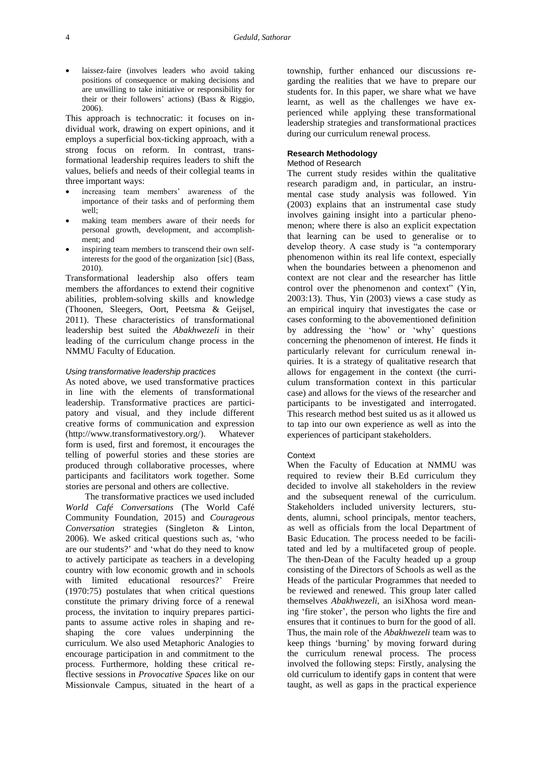- laissez-faire (involves leaders who avoid taking positions of consequence or making decisions and are unwilling to take initiative or responsibility for their or their followers' actions) (Bass & Riggio, 2006).

This approach is technocratic: it focuses on individual work, drawing on expert opinions, and it employs a superficial box-ticking approach, with a strong focus on reform. In contrast, transformational leadership requires leaders to shift the values, beliefs and needs of their collegial teams in three important ways:

- increasing team members' awareness of the importance of their tasks and of performing them well;
- making team members aware of their needs for personal growth, development, and accomplishment; and
- inspiring team members to transcend their own self-interests for the good of the organization [sic] (Bass, 2010).

Transformational leadership also offers team members the affordances to extend their cognitive abilities, problem-solving skills and knowledge (Thoonen, Sleegers, Oort, Peetsma & Geijsel, 2011). These characteristics of transformational leadership best suited the *Abakhwezeli* in their leading of the curriculum change process in the NMMU Faculty of Education.

#### *Using transformative leadership practices*

As noted above, we used transformative practices in line with the elements of transformational leadership. Transformative practices are participatory and visual, and they include different creative forms of communication and expression (http://www.transformativestory.org/). Whatever form is used, first and foremost, it encourages the telling of powerful stories and these stories are produced through collaborative processes, where participants and facilitators work together. Some stories are personal and others are collective.

The transformative practices we used included *World Café Conversations* (The World Café Community Foundation, 2015) and *Courageous Conversation* strategies (Singleton & Linton, 2006). We asked critical questions such as, 'who are our students?' and 'what do they need to know to actively participate as teachers in a developing country with low economic growth and in schools with limited educational resources?' Freire (1970:75) postulates that when critical questions constitute the primary driving force of a renewal process, the invitation to inquiry prepares participants to assume active roles in shaping and reshaping the core values underpinning the curriculum. We also used Metaphoric Analogies to encourage participation in and commitment to the process. Furthermore, holding these critical reflective sessions in *Provocative Spaces* like on our Missionvale Campus, situated in the heart of a township, further enhanced our discussions regarding the realities that we have to prepare our students for. In this paper, we share what we have learnt, as well as the challenges we have experienced while applying these transformational leadership strategies and transformational practices during our curriculum renewal process.

## Research Methodology

### Method of Research

The current study resides within the qualitative research paradigm and, in particular, an instrumental case study analysis was followed. Yin (2003) explains that an instrumental case study involves gaining insight into a particular phenomenon; where there is also an explicit expectation that learning can be used to generalise or to develop theory. A case study is "a contemporary phenomenon within its real life context, especially when the boundaries between a phenomenon and context are not clear and the researcher has little control over the phenomenon and context" (Yin, 2003:13). Thus, Yin (2003) views a case study as an empirical inquiry that investigates the case or cases conforming to the abovementioned definition by addressing the 'how' or 'why' questions concerning the phenomenon of interest. He finds it particularly relevant for curriculum renewal inquiries. It is a strategy of qualitative research that allows for engagement in the context (the curriculum transformation context in this particular case) and allows for the views of the researcher and participants to be investigated and interrogated. This research method best suited us as it allowed us to tap into our own experience as well as into the experiences of participant stakeholders.

### Context

When the Faculty of Education at NMMU was required to review their B.Ed curriculum they decided to involve all stakeholders in the review and the subsequent renewal of the curriculum. Stakeholders included university lecturers, students, alumni, school principals, mentor teachers, as well as officials from the local Department of Basic Education. The process needed to be facilitated and led by a multifaceted group of people. The then-Dean of the Faculty headed up a group consisting of the Directors of Schools as well as the Heads of the particular Programmes that needed to be reviewed and renewed. This group later called themselves *Abakhwezeli*, an isiXhosa word meaning 'fire stoker', the person who lights the fire and ensures that it continues to burn for the good of all. Thus, the main role of the *Abakhwezeli* team was to keep things 'burning' by moving forward during the curriculum renewal process. The process involved the following steps: Firstly, analysing the old curriculum to identify gaps in content that were taught, as well as gaps in the practical experience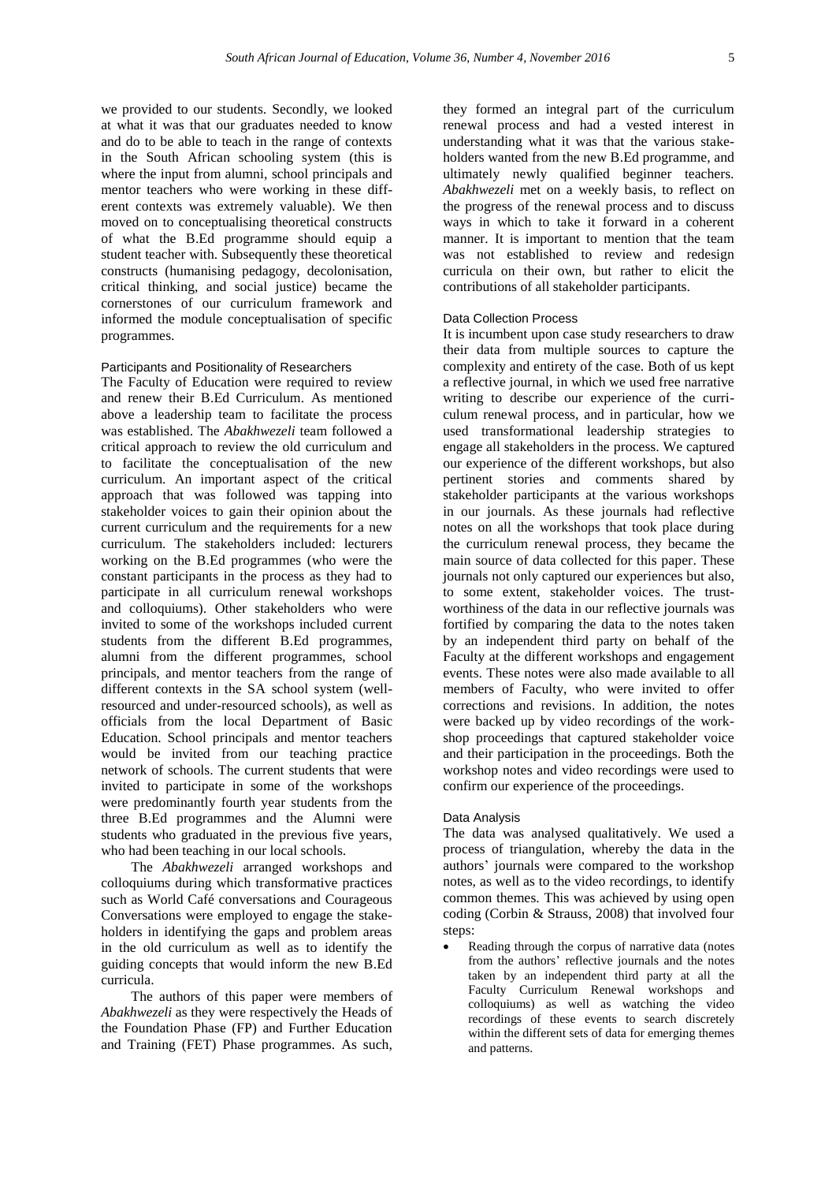we provided to our students. Secondly, we looked at what it was that our graduates needed to know and do to be able to teach in the range of contexts in the South African schooling system (this is where the input from alumni, school principals and mentor teachers who were working in these different contexts was extremely valuable). We then moved on to conceptualising theoretical constructs of what the B.Ed programme should equip a student teacher with. Subsequently these theoretical constructs (humanising pedagogy, decolonisation, critical thinking, and social justice) became the cornerstones of our curriculum framework and informed the module conceptualisation of specific programmes.

### Participants and Positionality of Researchers

The Faculty of Education were required to review and renew their B.Ed Curriculum. As mentioned above a leadership team to facilitate the process was established. The *Abakhwezeli* team followed a critical approach to review the old curriculum and to facilitate the conceptualisation of the new curriculum. An important aspect of the critical approach that was followed was tapping into stakeholder voices to gain their opinion about the current curriculum and the requirements for a new curriculum. The stakeholders included: lecturers working on the B.Ed programmes (who were the constant participants in the process as they had to participate in all curriculum renewal workshops and colloquiums). Other stakeholders who were invited to some of the workshops included current students from the different B.Ed programmes, alumni from the different programmes, school principals, and mentor teachers from the range of different contexts in the SA school system (well-resourced and under-resourced schools), as well as officials from the local Department of Basic Education. School principals and mentor teachers would be invited from our teaching practice network of schools. The current students that were invited to participate in some of the workshops were predominantly fourth year students from the three B.Ed programmes and the Alumni were students who graduated in the previous five years, who had been teaching in our local schools.

The *Abakhwezeli* arranged workshops and colloquiums during which transformative practices such as World Café conversations and Courageous Conversations were employed to engage the stakeholders in identifying the gaps and problem areas in the old curriculum as well as to identify the guiding concepts that would inform the new B.Ed curricula.

The authors of this paper were members of *Abakhwezeli* as they were respectively the Heads of the Foundation Phase (FP) and Further Education and Training (FET) Phase programmes. As such, they formed an integral part of the curriculum renewal process and had a vested interest in understanding what it was that the various stakeholders wanted from the new B.Ed programme, and ultimately newly qualified beginner teachers. *Abakhwezeli* met on a weekly basis, to reflect on the progress of the renewal process and to discuss ways in which to take it forward in a coherent manner. It is important to mention that the team was not established to review and redesign curricula on their own, but rather to elicit the contributions of all stakeholder participants.

### Data Collection Process

It is incumbent upon case study researchers to draw their data from multiple sources to capture the complexity and entirety of the case. Both of us kept a reflective journal, in which we used free narrative writing to describe our experience of the curriculum renewal process, and in particular, how we used transformational leadership strategies to engage all stakeholders in the process. We captured our experience of the different workshops, but also pertinent stories and comments shared by stakeholder participants at the various workshops in our journals. As these journals had reflective notes on all the workshops that took place during the curriculum renewal process, they became the main source of data collected for this paper. These journals not only captured our experiences but also, to some extent, stakeholder voices. The trustworthiness of the data in our reflective journals was fortified by comparing the data to the notes taken by an independent third party on behalf of the Faculty at the different workshops and engagement events. These notes were also made available to all members of Faculty, who were invited to offer corrections and revisions. In addition, the notes were backed up by video recordings of the workshop proceedings that captured stakeholder voice and their participation in the proceedings. Both the workshop notes and video recordings were used to confirm our experience of the proceedings.

### Data Analysis

The data was analysed qualitatively. We used a process of triangulation, whereby the data in the authors' journals were compared to the workshop notes, as well as to the video recordings, to identify common themes. This was achieved by using open coding (Corbin & Strauss, 2008) that involved four steps:

- Reading through the corpus of narrative data (notes from the authors' reflective journals and the notes taken by an independent third party at all the Faculty Curriculum Renewal workshops and colloquiums) as well as watching the video recordings of these events to search discretely within the different sets of data for emerging themes and patterns.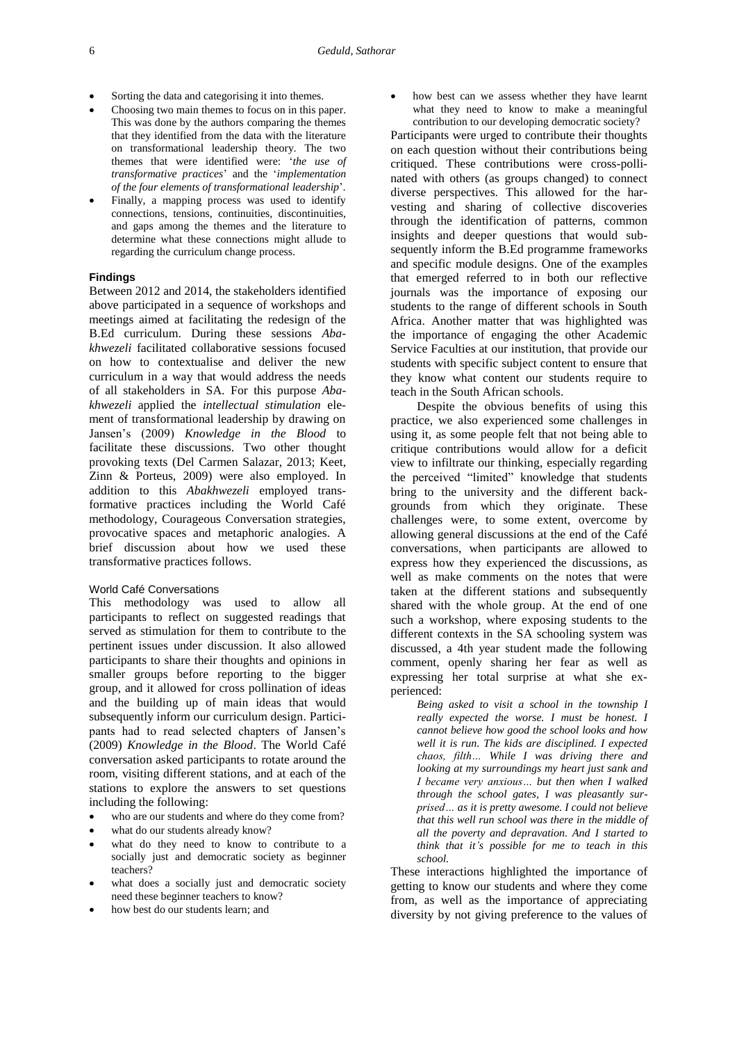- Sorting the data and categorising it into themes.
- Choosing two main themes to focus on in this paper. This was done by the authors comparing the themes that they identified from the data with the literature on transformational leadership theory. The two themes that were identified were: '*the use of transformative practices*' and the '*implementation of the four elements of transformational leadership*'.
- Finally, a mapping process was used to identify connections, tensions, continuities, discontinuities, and gaps among the themes and the literature to determine what these connections might allude to regarding the curriculum change process.

## Findings

Between 2012 and 2014, the stakeholders identified above participated in a sequence of workshops and meetings aimed at facilitating the redesign of the B.Ed curriculum. During these sessions *Abakhwezeli* facilitated collaborative sessions focused on how to contextualise and deliver the new curriculum in a way that would address the needs of all stakeholders in SA. For this purpose *Abakhwezeli* applied the *intellectual stimulation* element of transformational leadership by drawing on Jansen's (2009) *Knowledge in the Blood* to facilitate these discussions. Two other thought provoking texts (Del Carmen Salazar, 2013; Keet, Zinn & Porteus, 2009) were also employed. In addition to this *Abakhwezeli* employed transformative practices including the World Café methodology, Courageous Conversation strategies, provocative spaces and metaphoric analogies. A brief discussion about how we used these transformative practices follows.

### World Café Conversations

This methodology was used to allow all participants to reflect on suggested readings that served as stimulation for them to contribute to the pertinent issues under discussion. It also allowed participants to share their thoughts and opinions in smaller groups before reporting to the bigger group, and it allowed for cross pollination of ideas and the building up of main ideas that would subsequently inform our curriculum design. Participants had to read selected chapters of Jansen's (2009) *Knowledge in the Blood*. The World Café conversation asked participants to rotate around the room, visiting different stations, and at each of the stations to explore the answers to set questions including the following:

- who are our students and where do they come from?
- what do our students already know?
- what do they need to know to contribute to a socially just and democratic society as beginner teachers?
- what does a socially just and democratic society need these beginner teachers to know?
- how best do our students learn; and
- how best can we assess whether they have learnt what they need to know to make a meaningful contribution to our developing democratic society?

Participants were urged to contribute their thoughts on each question without their contributions being critiqued. These contributions were cross-pollinated with others (as groups changed) to connect diverse perspectives. This allowed for the harvesting and sharing of collective discoveries through the identification of patterns, common insights and deeper questions that would subsequently inform the B.Ed programme frameworks and specific module designs. One of the examples that emerged referred to in both our reflective journals was the importance of exposing our students to the range of different schools in South Africa. Another matter that was highlighted was the importance of engaging the other Academic Service Faculties at our institution, that provide our students with specific subject content to ensure that they know what content our students require to teach in the South African schools.

Despite the obvious benefits of using this practice, we also experienced some challenges in using it, as some people felt that not being able to critique contributions would allow for a deficit view to infiltrate our thinking, especially regarding the perceived "limited" knowledge that students bring to the university and the different backgrounds from which they originate. These challenges were, to some extent, overcome by allowing general discussions at the end of the Café conversations, when participants are allowed to express how they experienced the discussions, as well as make comments on the notes that were taken at the different stations and subsequently shared with the whole group. At the end of one such a workshop, where exposing students to the different contexts in the SA schooling system was discussed, a 4th year student made the following comment, openly sharing her fear as well as expressing her total surprise at what she experienced:

> *Being asked to visit a school in the township I really expected the worse. I must be honest. I cannot believe how good the school looks and how well it is run. The kids are disciplined. I expected chaos, filth… While I was driving there and looking at my surroundings my heart just sank and I became very anxious… but then when I walked through the school gates, I was pleasantly surprised… as it is pretty awesome. I could not believe that this well run school was there in the middle of all the poverty and depravation. And I started to think that it's possible for me to teach in this school.*

These interactions highlighted the importance of getting to know our students and where they come from, as well as the importance of appreciating diversity by not giving preference to the values of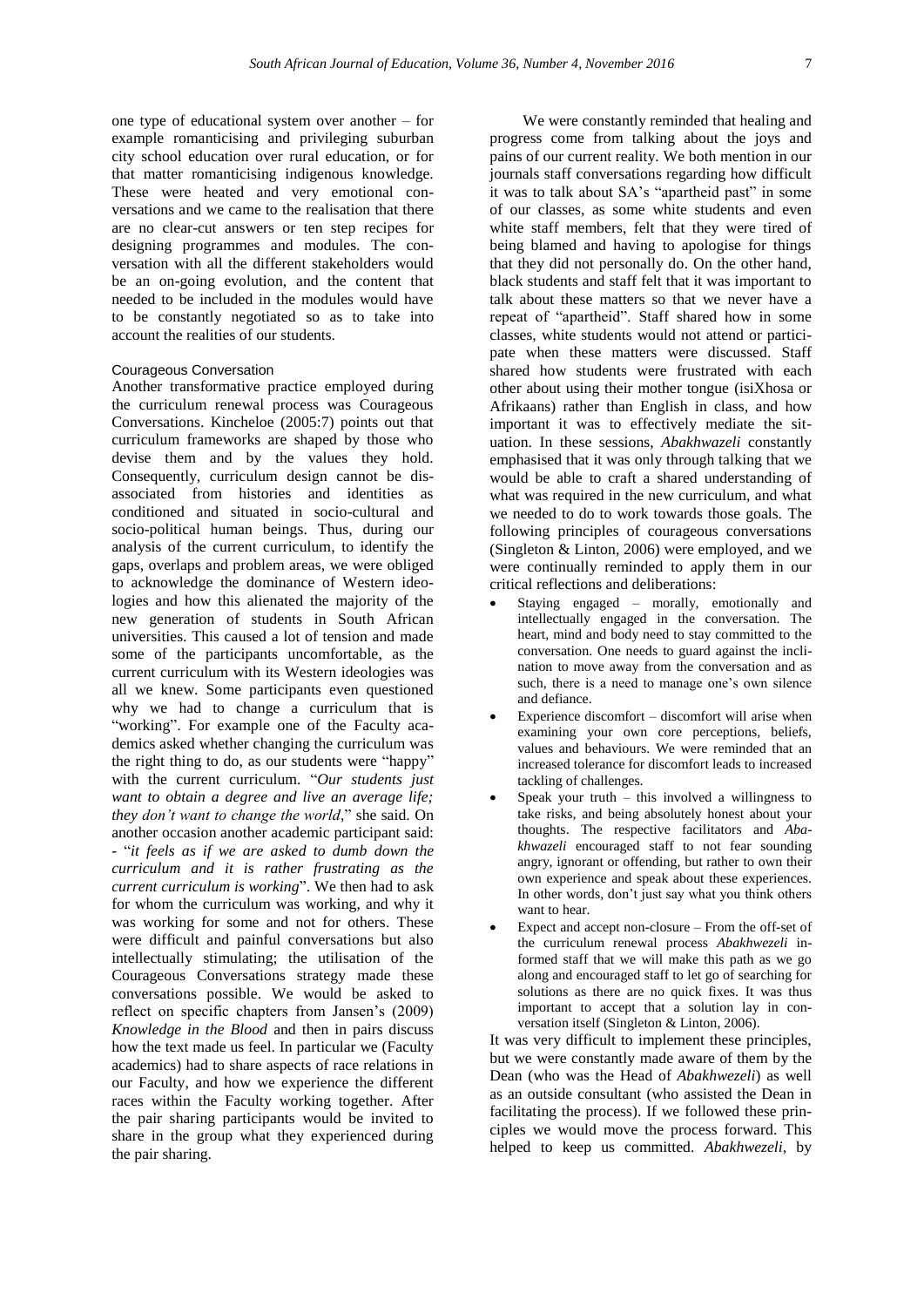one type of educational system over another – for example romanticising and privileging suburban city school education over rural education, or for that matter romanticising indigenous knowledge. These were heated and very emotional conversations and we came to the realisation that there are no clear-cut answers or ten step recipes for designing programmes and modules. The conversation with all the different stakeholders would be an on-going evolution, and the content that needed to be included in the modules would have to be constantly negotiated so as to take into account the realities of our students.

### Courageous Conversation

Another transformative practice employed during the curriculum renewal process was Courageous Conversations. Kincheloe (2005:7) points out that curriculum frameworks are shaped by those who devise them and by the values they hold. Consequently, curriculum design cannot be disassociated from histories and identities as conditioned and situated in socio-cultural and socio-political human beings. Thus, during our analysis of the current curriculum, to identify the gaps, overlaps and problem areas, we were obliged to acknowledge the dominance of Western ideologies and how this alienated the majority of the new generation of students in South African universities. This caused a lot of tension and made some of the participants uncomfortable, as the current curriculum with its Western ideologies was all we knew. Some participants even questioned why we had to change a curriculum that is "working". For example one of the Faculty academics asked whether changing the curriculum was the right thing to do, as our students were "happy" with the current curriculum. "*Our students just want to obtain a degree and live an average life; they don't want to change the world*," she said. On another occasion another academic participant said: - "*it feels as if we are asked to dumb down the curriculum and it is rather frustrating as the current curriculum is working*". We then had to ask for whom the curriculum was working, and why it was working for some and not for others. These were difficult and painful conversations but also intellectually stimulating; the utilisation of the Courageous Conversations strategy made these conversations possible. We would be asked to reflect on specific chapters from Jansen's (2009) *Knowledge in the Blood* and then in pairs discuss how the text made us feel. In particular we (Faculty academics) had to share aspects of race relations in our Faculty, and how we experience the different races within the Faculty working together. After the pair sharing participants would be invited to share in the group what they experienced during the pair sharing.

We were constantly reminded that healing and progress come from talking about the joys and pains of our current reality. We both mention in our journals staff conversations regarding how difficult it was to talk about SA's "apartheid past" in some of our classes, as some white students and even white staff members, felt that they were tired of being blamed and having to apologise for things that they did not personally do. On the other hand, black students and staff felt that it was important to talk about these matters so that we never have a repeat of "apartheid". Staff shared how in some classes, white students would not attend or participate when these matters were discussed. Staff shared how students were frustrated with each other about using their mother tongue (isiXhosa or Afrikaans) rather than English in class, and how important it was to effectively mediate the situation. In these sessions, *Abakhwazeli* constantly emphasised that it was only through talking that we would be able to craft a shared understanding of what was required in the new curriculum, and what we needed to do to work towards those goals. The following principles of courageous conversations (Singleton & Linton, 2006) were employed, and we were continually reminded to apply them in our critical reflections and deliberations:

- Staying engaged – morally, emotionally and intellectually engaged in the conversation. The heart, mind and body need to stay committed to the conversation. One needs to guard against the inclination to move away from the conversation and as such, there is a need to manage one's own silence and defiance.
- Experience discomfort – discomfort will arise when examining your own core perceptions, beliefs, values and behaviours. We were reminded that an increased tolerance for discomfort leads to increased tackling of challenges.
- Speak your truth – this involved a willingness to take risks, and being absolutely honest about your thoughts. The respective facilitators and *Abakhwazeli* encouraged staff to not fear sounding angry, ignorant or offending, but rather to own their own experience and speak about these experiences. In other words, don't just say what you think others want to hear.
- Expect and accept non-closure – From the off-set of the curriculum renewal process *Abakhwezeli* informed staff that we will make this path as we go along and encouraged staff to let go of searching for solutions as there are no quick fixes. It was thus important to accept that a solution lay in conversation itself (Singleton & Linton, 2006).

It was very difficult to implement these principles, but we were constantly made aware of them by the Dean (who was the Head of *Abakhwezeli*) as well as an outside consultant (who assisted the Dean in facilitating the process). If we followed these principles we would move the process forward. This helped to keep us committed. *Abakhwezeli*, by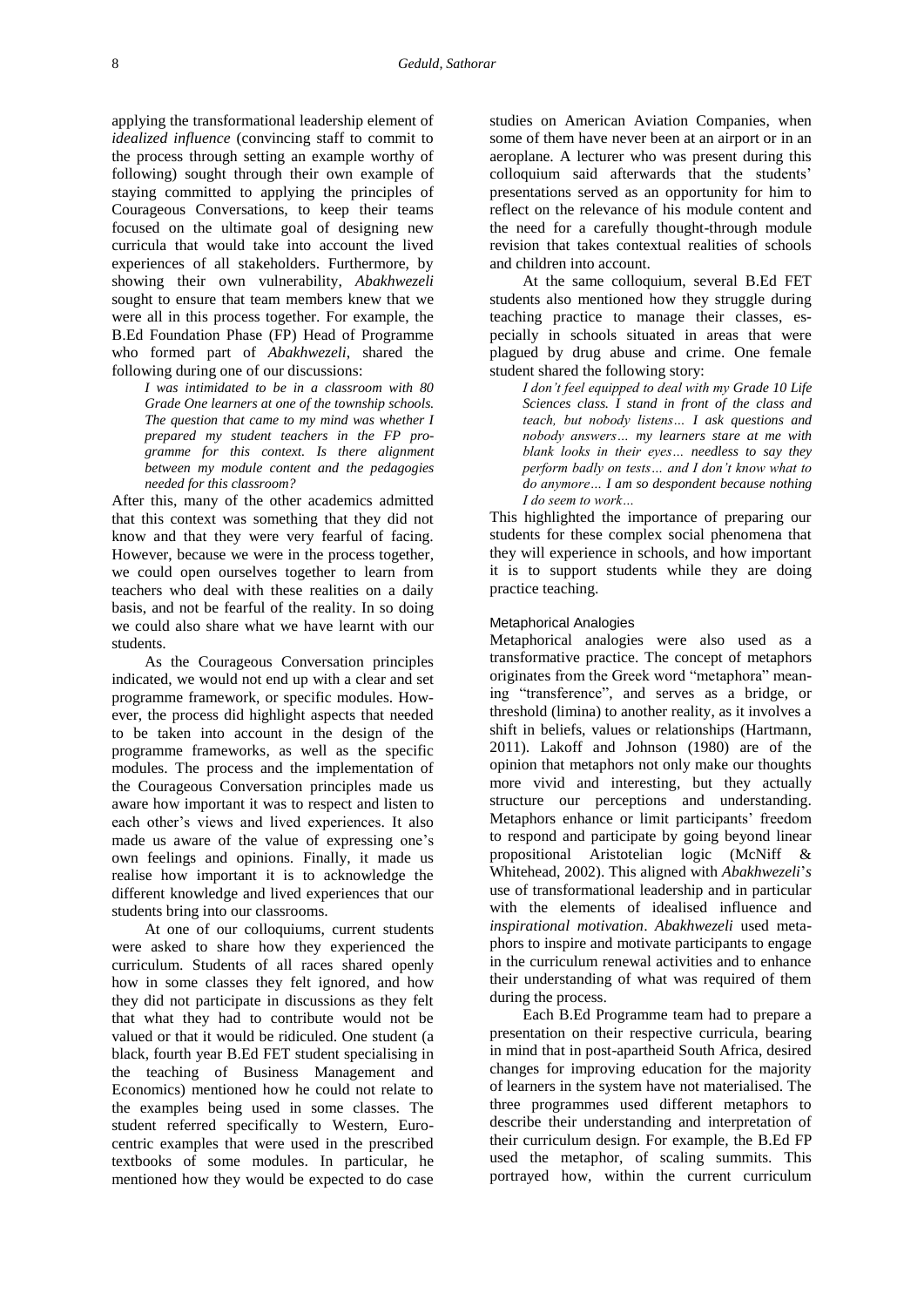applying the transformational leadership element of *idealized influence* (convincing staff to commit to the process through setting an example worthy of following) sought through their own example of staying committed to applying the principles of Courageous Conversations, to keep their teams focused on the ultimate goal of designing new curricula that would take into account the lived experiences of all stakeholders. Furthermore, by showing their own vulnerability, *Abakhwezeli* sought to ensure that team members knew that we were all in this process together. For example, the B.Ed Foundation Phase (FP) Head of Programme who formed part of *Abakhwezeli*, shared the following during one of our discussions:

> *I was intimidated to be in a classroom with 80 Grade One learners at one of the township schools. The question that came to my mind was whether I prepared my student teachers in the FP programme for this context. Is there alignment between my module content and the pedagogies needed for this classroom?*

After this, many of the other academics admitted that this context was something that they did not know and that they were very fearful of facing. However, because we were in the process together, we could open ourselves together to learn from teachers who deal with these realities on a daily basis, and not be fearful of the reality. In so doing we could also share what we have learnt with our students.

As the Courageous Conversation principles indicated, we would not end up with a clear and set programme framework, or specific modules. However, the process did highlight aspects that needed to be taken into account in the design of the programme frameworks, as well as the specific modules. The process and the implementation of the Courageous Conversation principles made us aware how important it was to respect and listen to each other's views and lived experiences. It also made us aware of the value of expressing one's own feelings and opinions. Finally, it made us realise how important it is to acknowledge the different knowledge and lived experiences that our students bring into our classrooms.

At one of our colloquiums, current students were asked to share how they experienced the curriculum. Students of all races shared openly how in some classes they felt ignored, and how they did not participate in discussions as they felt that what they had to contribute would not be valued or that it would be ridiculed. One student (a black, fourth year B.Ed FET student specialising in the teaching of Business Management and Economics) mentioned how he could not relate to the examples being used in some classes. The student referred specifically to Western, Eurocentric examples that were used in the prescribed textbooks of some modules. In particular, he mentioned how they would be expected to do case studies on American Aviation Companies, when some of them have never been at an airport or in an aeroplane. A lecturer who was present during this colloquium said afterwards that the students' presentations served as an opportunity for him to reflect on the relevance of his module content and the need for a carefully thought-through module revision that takes contextual realities of schools and children into account.

At the same colloquium, several B.Ed FET students also mentioned how they struggle during teaching practice to manage their classes, especially in schools situated in areas that were plagued by drug abuse and crime. One female student shared the following story:

> *I don't feel equipped to deal with my Grade 10 Life Sciences class. I stand in front of the class and teach, but nobody listens… I ask questions and nobody answers… my learners stare at me with blank looks in their eyes… needless to say they perform badly on tests… and I don't know what to do anymore… I am so despondent because nothing I do seem to work…*

This highlighted the importance of preparing our students for these complex social phenomena that they will experience in schools, and how important it is to support students while they are doing practice teaching.

### Metaphorical Analogies

Metaphorical analogies were also used as a transformative practice. The concept of metaphors originates from the Greek word "metaphora" meaning "transference", and serves as a bridge, or threshold (limina) to another reality, as it involves a shift in beliefs, values or relationships (Hartmann, 2011). Lakoff and Johnson (1980) are of the opinion that metaphors not only make our thoughts more vivid and interesting, but they actually structure our perceptions and understanding. Metaphors enhance or limit participants' freedom to respond and participate by going beyond linear propositional Aristotelian logic (McNiff & Whitehead, 2002). This aligned with *Abakhwezeli's* use of transformational leadership and in particular with the elements of idealised influence and *inspirational motivation*. *Abakhwezeli* used metaphors to inspire and motivate participants to engage in the curriculum renewal activities and to enhance their understanding of what was required of them during the process.

Each B.Ed Programme team had to prepare a presentation on their respective curricula, bearing in mind that in post-apartheid South Africa, desired changes for improving education for the majority of learners in the system have not materialised. The three programmes used different metaphors to describe their understanding and interpretation of their curriculum design. For example, the B.Ed FP used the metaphor, of scaling summits. This portrayed how, within the current curriculum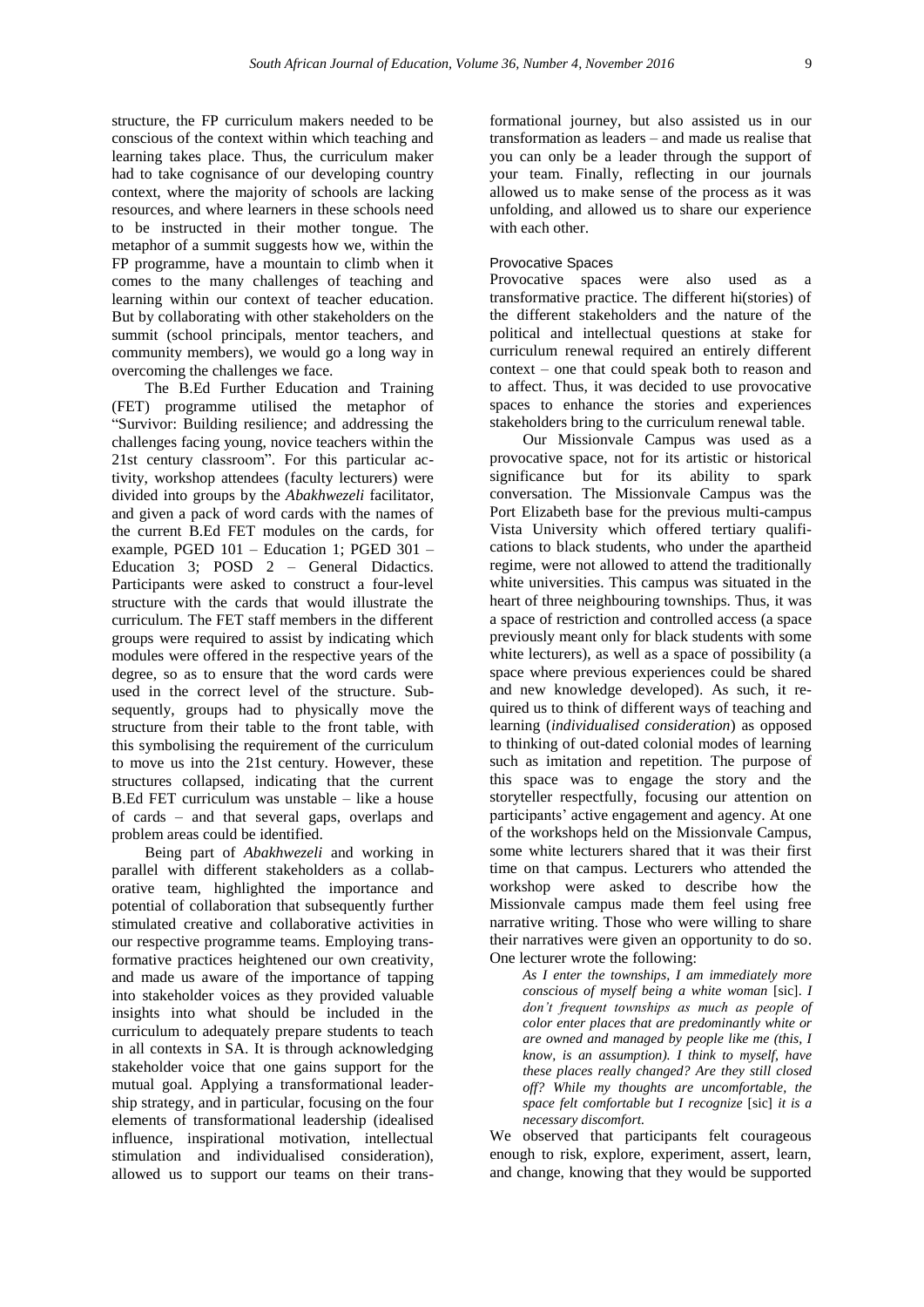structure, the FP curriculum makers needed to be conscious of the context within which teaching and learning takes place. Thus, the curriculum maker had to take cognisance of our developing country context, where the majority of schools are lacking resources, and where learners in these schools need to be instructed in their mother tongue. The metaphor of a summit suggests how we, within the FP programme, have a mountain to climb when it comes to the many challenges of teaching and learning within our context of teacher education. But by collaborating with other stakeholders on the summit (school principals, mentor teachers, and community members), we would go a long way in overcoming the challenges we face.

The B.Ed Further Education and Training (FET) programme utilised the metaphor of "Survivor: Building resilience; and addressing the challenges facing young, novice teachers within the 21st century classroom". For this particular activity, workshop attendees (faculty lecturers) were divided into groups by the *Abakhwezeli* facilitator, and given a pack of word cards with the names of the current B.Ed FET modules on the cards, for example, PGED 101 – Education 1; PGED 301 – Education 3; POSD 2 – General Didactics. Participants were asked to construct a four-level structure with the cards that would illustrate the curriculum. The FET staff members in the different groups were required to assist by indicating which modules were offered in the respective years of the degree, so as to ensure that the word cards were used in the correct level of the structure. Subsequently, groups had to physically move the structure from their table to the front table, with this symbolising the requirement of the curriculum to move us into the 21st century. However, these structures collapsed, indicating that the current B.Ed FET curriculum was unstable – like a house of cards – and that several gaps, overlaps and problem areas could be identified.

Being part of *Abakhwezeli* and working in parallel with different stakeholders as a collaborative team, highlighted the importance and potential of collaboration that subsequently further stimulated creative and collaborative activities in our respective programme teams. Employing transformative practices heightened our own creativity, and made us aware of the importance of tapping into stakeholder voices as they provided valuable insights into what should be included in the curriculum to adequately prepare students to teach in all contexts in SA. It is through acknowledging stakeholder voice that one gains support for the mutual goal. Applying a transformational leadership strategy, and in particular, focusing on the four elements of transformational leadership (idealised influence, inspirational motivation, intellectual stimulation and individualised consideration), allowed us to support our teams on their transformational journey, but also assisted us in our transformation as leaders – and made us realise that you can only be a leader through the support of your team. Finally, reflecting in our journals allowed us to make sense of the process as it was unfolding, and allowed us to share our experience with each other.

#### Provocative Spaces

Provocative spaces were also used as a transformative practice. The different hi(stories) of the different stakeholders and the nature of the political and intellectual questions at stake for curriculum renewal required an entirely different context – one that could speak both to reason and to affect. Thus, it was decided to use provocative spaces to enhance the stories and experiences stakeholders bring to the curriculum renewal table.

Our Missionvale Campus was used as a provocative space, not for its artistic or historical significance but for its ability to spark conversation. The Missionvale Campus was the Port Elizabeth base for the previous multi-campus Vista University which offered tertiary qualifications to black students, who under the apartheid regime, were not allowed to attend the traditionally white universities. This campus was situated in the heart of three neighbouring townships. Thus, it was a space of restriction and controlled access (a space previously meant only for black students with some white lecturers), as well as a space of possibility (a space where previous experiences could be shared and new knowledge developed). As such, it required us to think of different ways of teaching and learning (*individualised consideration*) as opposed to thinking of out-dated colonial modes of learning such as imitation and repetition. The purpose of this space was to engage the story and the storyteller respectfully, focusing our attention on participants' active engagement and agency. At one of the workshops held on the Missionvale Campus, some white lecturers shared that it was their first time on that campus. Lecturers who attended the workshop were asked to describe how the Missionvale campus made them feel using free narrative writing. Those who were willing to share their narratives were given an opportunity to do so. One lecturer wrote the following:

> *As I enter the townships, I am immediately more conscious of myself being a white woman* [sic]. *I don't frequent townships as much as people of color enter places that are predominantly white or are owned and managed by people like me (this, I know, is an assumption). I think to myself, have these places really changed? Are they still closed off? While my thoughts are uncomfortable, the space felt comfortable but I recognize* [sic] *it is a necessary discomfort.*

We observed that participants felt courageous enough to risk, explore, experiment, assert, learn, and change, knowing that they would be supported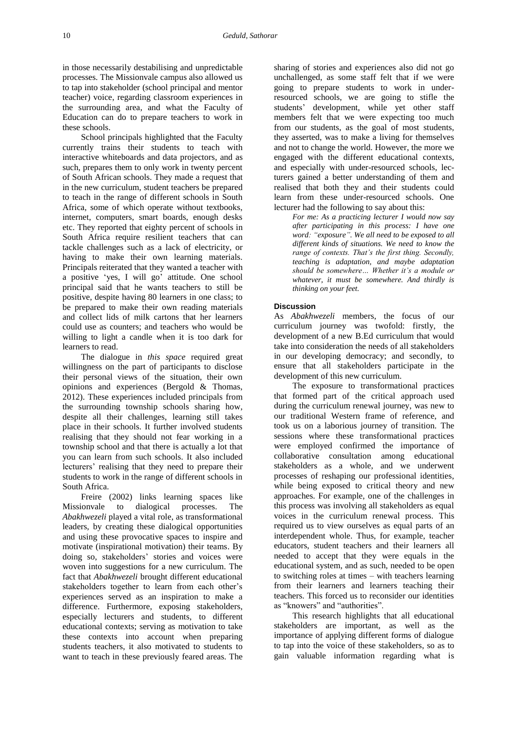in those necessarily destabilising and unpredictable processes. The Missionvale campus also allowed us to tap into stakeholder (school principal and mentor teacher) voice, regarding classroom experiences in the surrounding area, and what the Faculty of Education can do to prepare teachers to work in these schools.

School principals highlighted that the Faculty currently trains their students to teach with interactive whiteboards and data projectors, and as such, prepares them to only work in twenty percent of South African schools. They made a request that in the new curriculum, student teachers be prepared to teach in the range of different schools in South Africa, some of which operate without textbooks, internet, computers, smart boards, enough desks etc. They reported that eighty percent of schools in South Africa require resilient teachers that can tackle challenges such as a lack of electricity, or having to make their own learning materials. Principals reiterated that they wanted a teacher with a positive 'yes, I will go' attitude. One school principal said that he wants teachers to still be positive, despite having 80 learners in one class; to be prepared to make their own reading materials and collect lids of milk cartons that her learners could use as counters; and teachers who would be willing to light a candle when it is too dark for learners to read.

The dialogue in *this space* required great willingness on the part of participants to disclose their personal views of the situation, their own opinions and experiences (Bergold & Thomas, 2012). These experiences included principals from the surrounding township schools sharing how, despite all their challenges, learning still takes place in their schools. It further involved students realising that they should not fear working in a township school and that there is actually a lot that you can learn from such schools. It also included lecturers' realising that they need to prepare their students to work in the range of different schools in South Africa.

Freire (2002) links learning spaces like Missionvale to dialogical processes. The *Abakhwezeli* played a vital role, as transformational leaders, by creating these dialogical opportunities and using these provocative spaces to inspire and motivate (inspirational motivation) their teams. By doing so, stakeholders' stories and voices were woven into suggestions for a new curriculum. The fact that *Abakhwezeli* brought different educational stakeholders together to learn from each other's experiences served as an inspiration to make a difference. Furthermore, exposing stakeholders, especially lecturers and students, to different educational contexts; serving as motivation to take these contexts into account when preparing students teachers, it also motivated to students to want to teach in these previously feared areas. The sharing of stories and experiences also did not go unchallenged, as some staff felt that if we were going to prepare students to work in under-resourced schools, we are going to stifle the students' development, while yet other staff members felt that we were expecting too much from our students, as the goal of most students, they asserted, was to make a living for themselves and not to change the world. However, the more we engaged with the different educational contexts, and especially with under-resourced schools, lecturers gained a better understanding of them and realised that both they and their students could learn from these under-resourced schools. One lecturer had the following to say about this:

> *For me: As a practicing lecturer I would now say after participating in this process: I have one word: "exposure". We all need to be exposed to all different kinds of situations. We need to know the range of contexts. That's the first thing. Secondly, teaching is adaptation, and maybe adaptation should be somewhere… Whether it's a module or whatever, it must be somewhere. And thirdly is thinking on your feet.*

## Discussion

As *Abakhwezeli* members, the focus of our curriculum journey was twofold: firstly, the development of a new B.Ed curriculum that would take into consideration the needs of all stakeholders in our developing democracy; and secondly, to ensure that all stakeholders participate in the development of this new curriculum.

The exposure to transformational practices that formed part of the critical approach used during the curriculum renewal journey, was new to our traditional Western frame of reference, and took us on a laborious journey of transition. The sessions where these transformational practices were employed confirmed the importance of collaborative consultation among educational stakeholders as a whole, and we underwent processes of reshaping our professional identities, while being exposed to critical theory and new approaches. For example, one of the challenges in this process was involving all stakeholders as equal voices in the curriculum renewal process. This required us to view ourselves as equal parts of an interdependent whole. Thus, for example, teacher educators, student teachers and their learners all needed to accept that they were equals in the educational system, and as such, needed to be open to switching roles at times – with teachers learning from their learners and learners teaching their teachers. This forced us to reconsider our identities as "knowers" and "authorities".

This research highlights that all educational stakeholders are important, as well as the importance of applying different forms of dialogue to tap into the voice of these stakeholders, so as to gain valuable information regarding what is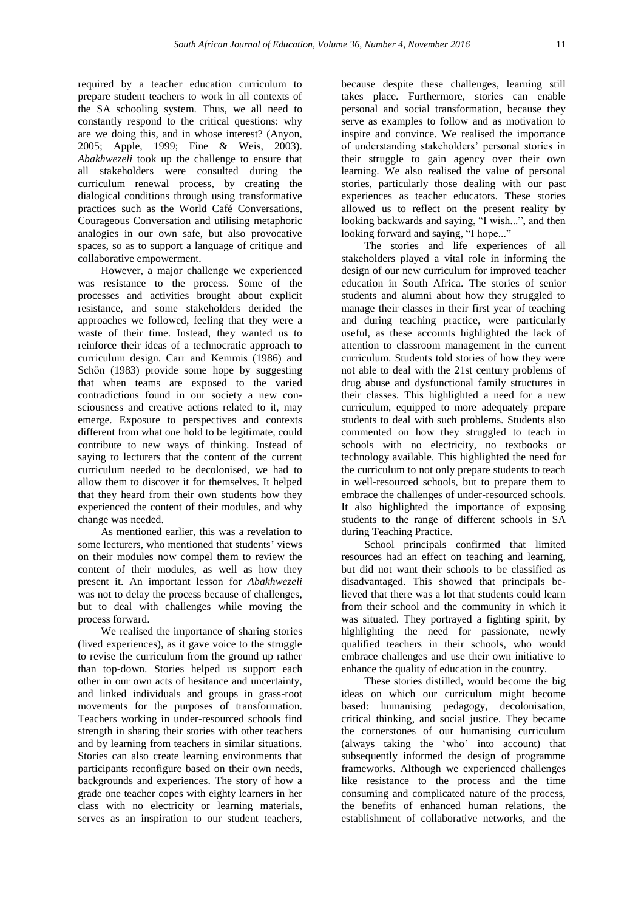required by a teacher education curriculum to prepare student teachers to work in all contexts of the SA schooling system. Thus, we all need to constantly respond to the critical questions: why are we doing this, and in whose interest? (Anyon, 2005; Apple, 1999; Fine & Weis, 2003). *Abakhwezeli* took up the challenge to ensure that all stakeholders were consulted during the curriculum renewal process, by creating the dialogical conditions through using transformative practices such as the World Café Conversations, Courageous Conversation and utilising metaphoric analogies in our own safe, but also provocative spaces, so as to support a language of critique and collaborative empowerment.

However, a major challenge we experienced was resistance to the process. Some of the processes and activities brought about explicit resistance, and some stakeholders derided the approaches we followed, feeling that they were a waste of their time. Instead, they wanted us to reinforce their ideas of a technocratic approach to curriculum design. Carr and Kemmis (1986) and Schön (1983) provide some hope by suggesting that when teams are exposed to the varied contradictions found in our society a new consciousness and creative actions related to it, may emerge. Exposure to perspectives and contexts different from what one hold to be legitimate, could contribute to new ways of thinking. Instead of saying to lecturers that the content of the current curriculum needed to be decolonised, we had to allow them to discover it for themselves. It helped that they heard from their own students how they experienced the content of their modules, and why change was needed.

As mentioned earlier, this was a revelation to some lecturers, who mentioned that students' views on their modules now compel them to review the content of their modules, as well as how they present it. An important lesson for *Abakhwezeli* was not to delay the process because of challenges, but to deal with challenges while moving the process forward.

We realised the importance of sharing stories (lived experiences), as it gave voice to the struggle to revise the curriculum from the ground up rather than top-down. Stories helped us support each other in our own acts of hesitance and uncertainty, and linked individuals and groups in grass-root movements for the purposes of transformation. Teachers working in under-resourced schools find strength in sharing their stories with other teachers and by learning from teachers in similar situations. Stories can also create learning environments that participants reconfigure based on their own needs, backgrounds and experiences. The story of how a grade one teacher copes with eighty learners in her class with no electricity or learning materials, serves as an inspiration to our student teachers, because despite these challenges, learning still takes place. Furthermore, stories can enable personal and social transformation, because they serve as examples to follow and as motivation to inspire and convince. We realised the importance of understanding stakeholders' personal stories in their struggle to gain agency over their own learning. We also realised the value of personal stories, particularly those dealing with our past experiences as teacher educators. These stories allowed us to reflect on the present reality by looking backwards and saying, "I wish...", and then looking forward and saying, "I hope..."

The stories and life experiences of all stakeholders played a vital role in informing the design of our new curriculum for improved teacher education in South Africa. The stories of senior students and alumni about how they struggled to manage their classes in their first year of teaching and during teaching practice, were particularly useful, as these accounts highlighted the lack of attention to classroom management in the current curriculum. Students told stories of how they were not able to deal with the 21st century problems of drug abuse and dysfunctional family structures in their classes. This highlighted a need for a new curriculum, equipped to more adequately prepare students to deal with such problems. Students also commented on how they struggled to teach in schools with no electricity, no textbooks or technology available. This highlighted the need for the curriculum to not only prepare students to teach in well-resourced schools, but to prepare them to embrace the challenges of under-resourced schools. It also highlighted the importance of exposing students to the range of different schools in SA during Teaching Practice.

School principals confirmed that limited resources had an effect on teaching and learning, but did not want their schools to be classified as disadvantaged. This showed that principals believed that there was a lot that students could learn from their school and the community in which it was situated. They portrayed a fighting spirit, by highlighting the need for passionate, newly qualified teachers in their schools, who would embrace challenges and use their own initiative to enhance the quality of education in the country.

These stories distilled, would become the big ideas on which our curriculum might become based: humanising pedagogy, decolonisation, critical thinking, and social justice. They became the cornerstones of our humanising curriculum (always taking the 'who' into account) that subsequently informed the design of programme frameworks. Although we experienced challenges like resistance to the process and the time consuming and complicated nature of the process, the benefits of enhanced human relations, the establishment of collaborative networks, and the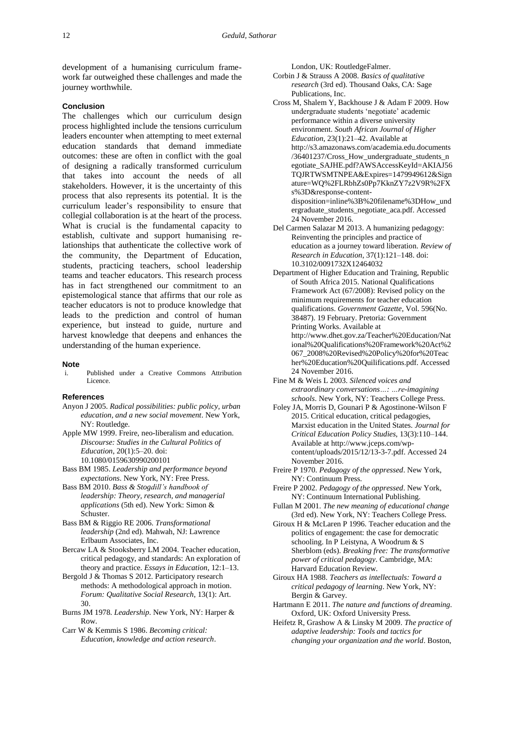development of a humanising curriculum framework far outweighed these challenges and made the journey worthwhile.

## Conclusion

The challenges which our curriculum design process highlighted include the tensions curriculum leaders encounter when attempting to meet external education standards that demand immediate outcomes: these are often in conflict with the goal of designing a radically transformed curriculum that takes into account the needs of all stakeholders. However, it is the uncertainty of this process that also represents its potential. It is the curriculum leader's responsibility to ensure that collegial collaboration is at the heart of the process. What is crucial is the fundamental capacity to establish, cultivate and support humanising relationships that authenticate the collective work of the community, the Department of Education, students, practicing teachers, school leadership teams and teacher educators. This research process has in fact strengthened our commitment to an epistemological stance that affirms that our role as teacher educators is not to produce knowledge that leads to the prediction and control of human experience, but instead to guide, nurture and harvest knowledge that deepens and enhances the understanding of the human experience.

## Note

i. Published under a Creative Commons Attribution Licence.

## References

Anyon J 2005. *Radical possibilities: public policy, urban education, and a new social movement*. New York, NY: Routledge.

Apple MW 1999. Freire, neo-liberalism and education. *Discourse: Studies in the Cultural Politics of Education*, 20(1):5–20. doi: 10.1080/0159630990200101

Bass BM 1985. *Leadership and performance beyond expectations*. New York, NY: Free Press.

Bass BM 2010. *Bass & Stogdill's handbook of leadership: Theory, research, and managerial applications* (5th ed). New York: Simon & Schuster.

Bass BM & Riggio RE 2006. *Transformational leadership* (2nd ed). Mahwah, NJ: Lawrence Erlbaum Associates, Inc.

Bercaw LA & Stooksberry LM 2004. Teacher education, critical pedagogy, and standards: An exploration of theory and practice. *Essays in Education*, 12:1–13.

Bergold J & Thomas S 2012. Participatory research methods: A methodological approach in motion. *Forum: Qualitative Social Research*, 13(1): Art. 30.

Burns JM 1978. *Leadership*. New York, NY: Harper & Row.

Carr W & Kemmis S 1986. *Becoming critical: Education, knowledge and action research*. London, UK: RoutledgeFalmer.

Corbin J & Strauss A 2008. *Basics of qualitative research* (3rd ed). Thousand Oaks, CA: Sage Publications, Inc.

Cross M, Shalem Y, Backhouse J & Adam F 2009. How undergraduate students 'negotiate' academic performance within a diverse university environment. *South African Journal of Higher Education*, 23(1):21–42. Available at http://s3.amazonaws.com/academia.edu.documents/36401237/Cross_How_undergraduate_students_negotiate_SAJHE.pdf?AWSAccessKeyId=AKIAJ56TQJRTWSMTNPEA&Expires=1479949612&Signature=WQ%2FLRbhZs0Pp7KknZY7z2V9R%2FXs%3D&response-content-disposition=inline%3B%20filename%3DHow_undergraduate_students_negotiate_aca.pdf. Accessed 24 November 2016.

Del Carmen Salazar M 2013. A humanizing pedagogy: Reinventing the principles and practice of education as a journey toward liberation. *Review of Research in Education*, 37(1):121–148. doi: 10.3102/0091732X12464032

Department of Higher Education and Training, Republic of South Africa 2015. National Qualifications Framework Act (67/2008): Revised policy on the minimum requirements for teacher education qualifications. *Government Gazette*, Vol. 596(No. 38487). 19 February. Pretoria: Government Printing Works. Available at http://www.dhet.gov.za/Teacher%20Education/National%20Qualifications%20Framework%20Act%2067_2008%20Revised%20Policy%20for%20Teacher%20Education%20Quilifications.pdf. Accessed 24 November 2016.

Fine M & Weis L 2003. *Silenced voices and extraordinary conversations…: …re-imagining schools*. New York, NY: Teachers College Press.

Foley JA, Morris D, Gounari P & Agostinone-Wilson F 2015. Critical education, critical pedagogies, Marxist education in the United States. *Journal for Critical Education Policy Studies*, 13(3):110–144. Available at http://www.jceps.com/wp-content/uploads/2015/12/13-3-7.pdf. Accessed 24 November 2016.

Freire P 1970. *Pedagogy of the oppressed*. New York, NY: Continuum Press.

Freire P 2002. *Pedagogy of the oppressed*. New York, NY: Continuum International Publishing.

Fullan M 2001. *The new meaning of educational change* (3rd ed). New York, NY: Teachers College Press.

Giroux H & McLaren P 1996. Teacher education and the politics of engagement: the case for democratic schooling. In P Leistyna, A Woodrum & S Sherblom (eds). *Breaking free: The transformative power of critical pedagogy*. Cambridge, MA: Harvard Education Review.

Giroux HA 1988. *Teachers as intellectuals: Toward a critical pedagogy of learning*. New York, NY: Bergin & Garvey.

Hartmann E 2011. *The nature and functions of dreaming*. Oxford, UK: Oxford University Press.

Heifetz R, Grashow A & Linsky M 2009. *The practice of adaptive leadership: Tools and tactics for changing your organization and the world*. Boston,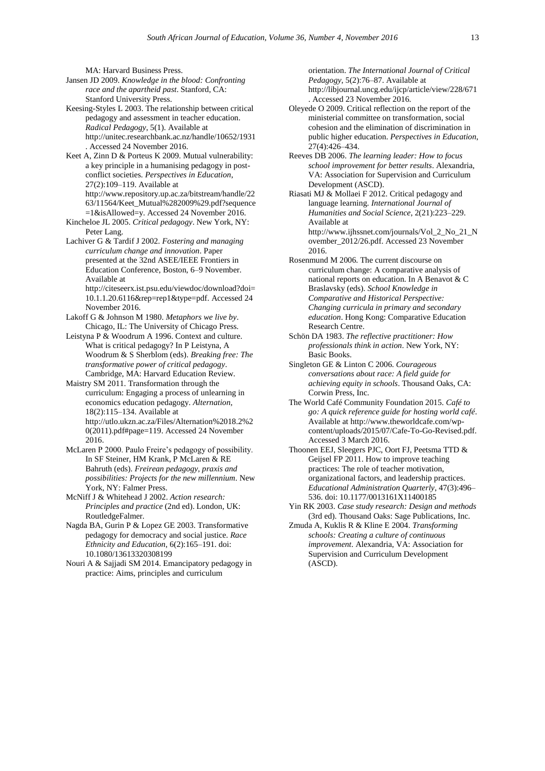MA: Harvard Business Press.

Jansen JD 2009. *Knowledge in the blood: Confronting race and the apartheid past*. Stanford, CA: Stanford University Press.

Keesing-Styles L 2003. The relationship between critical pedagogy and assessment in teacher education. *Radical Pedagogy*, 5(1). Available at http://unitec.researchbank.ac.nz/handle/10652/1931. Accessed 24 November 2016.

Keet A, Zinn D & Porteus K 2009. Mutual vulnerability: a key principle in a humanising pedagogy in post-conflict societies. *Perspectives in Education*, 27(2):109–119. Available at http://www.repository.up.ac.za/bitstream/handle/2263/11564/Keet_Mutual%282009%29.pdf?sequence=1&isAllowed=y. Accessed 24 November 2016.

Kincheloe JL 2005. *Critical pedagogy*. New York, NY: Peter Lang.

Lachiver G & Tardif J 2002. *Fostering and managing curriculum change and innovation*. Paper presented at the 32nd ASEE/IEEE Frontiers in Education Conference, Boston, 6–9 November. Available at http://citeseerx.ist.psu.edu/viewdoc/download?doi=10.1.1.20.6116&rep=rep1&type=pdf. Accessed 24 November 2016.

Lakoff G & Johnson M 1980. *Metaphors we live by*. Chicago, IL: The University of Chicago Press.

Leistyna P & Woodrum A 1996. Context and culture. What is critical pedagogy? In P Leistyna, A Woodrum & S Sherblom (eds). *Breaking free: The transformative power of critical pedagogy*. Cambridge, MA: Harvard Education Review.

Maistry SM 2011. Transformation through the curriculum: Engaging a process of unlearning in economics education pedagogy. *Alternation*, 18(2):115–134. Available at http://utlo.ukzn.ac.za/Files/Alternation%2018.2%20(2011).pdf#page=119. Accessed 24 November 2016.

McLaren P 2000. Paulo Freire's pedagogy of possibility. In SF Steiner, HM Krank, P McLaren & RE Bahruth (eds). *Freirean pedagogy, praxis and possibilities: Projects for the new millennium*. New York, NY: Falmer Press.

McNiff J & Whitehead J 2002. *Action research: Principles and practice* (2nd ed). London, UK: RoutledgeFalmer.

Nagda BA, Gurin P & Lopez GE 2003. Transformative pedagogy for democracy and social justice. *Race Ethnicity and Education*, 6(2):165–191. doi: 10.1080/13613320308199

Nouri A & Sajjadi SM 2014. Emancipatory pedagogy in practice: Aims, principles and curriculum orientation. *The International Journal of Critical Pedagogy*, 5(2):76–87. Available at http://libjournal.uncg.edu/ijcp/article/view/228/671. Accessed 23 November 2016.

Oleyede O 2009. Critical reflection on the report of the ministerial committee on transformation, social cohesion and the elimination of discrimination in public higher education. *Perspectives in Education*, 27(4):426–434.

Reeves DB 2006. *The learning leader: How to focus school improvement for better results*. Alexandria, VA: Association for Supervision and Curriculum Development (ASCD).

Riasati MJ & Mollaei F 2012. Critical pedagogy and language learning. *International Journal of Humanities and Social Science*, 2(21):223–229. Available at http://www.ijhssnet.com/journals/Vol_2_No_21_November_2012/26.pdf. Accessed 23 November 2016.

Rosenmund M 2006. The current discourse on curriculum change: A comparative analysis of national reports on education. In A Benavot & C Braslavsky (eds). *School Knowledge in Comparative and Historical Perspective: Changing curricula in primary and secondary education*. Hong Kong: Comparative Education Research Centre.

Schön DA 1983. *The reflective practitioner: How professionals think in action*. New York, NY: Basic Books.

Singleton GE & Linton C 2006. *Courageous conversations about race: A field guide for achieving equity in schools*. Thousand Oaks, CA: Corwin Press, Inc.

The World Café Community Foundation 2015. *Café to go: A quick reference guide for hosting world café*. Available at http://www.theworldcafe.com/wp-content/uploads/2015/07/Cafe-To-Go-Revised.pdf. Accessed 3 March 2016.

Thoonen EEJ, Sleegers PJC, Oort FJ, Peetsma TTD & Geijsel FP 2011. How to improve teaching practices: The role of teacher motivation, organizational factors, and leadership practices. *Educational Administration Quarterly*, 47(3):496–536. doi: 10.1177/0013161X11400185

Yin RK 2003. *Case study research: Design and methods* (3rd ed). Thousand Oaks: Sage Publications, Inc.

Zmuda A, Kuklis R & Kline E 2004. *Transforming schools: Creating a culture of continuous improvement*. Alexandria, VA: Association for Supervision and Curriculum Development (ASCD).